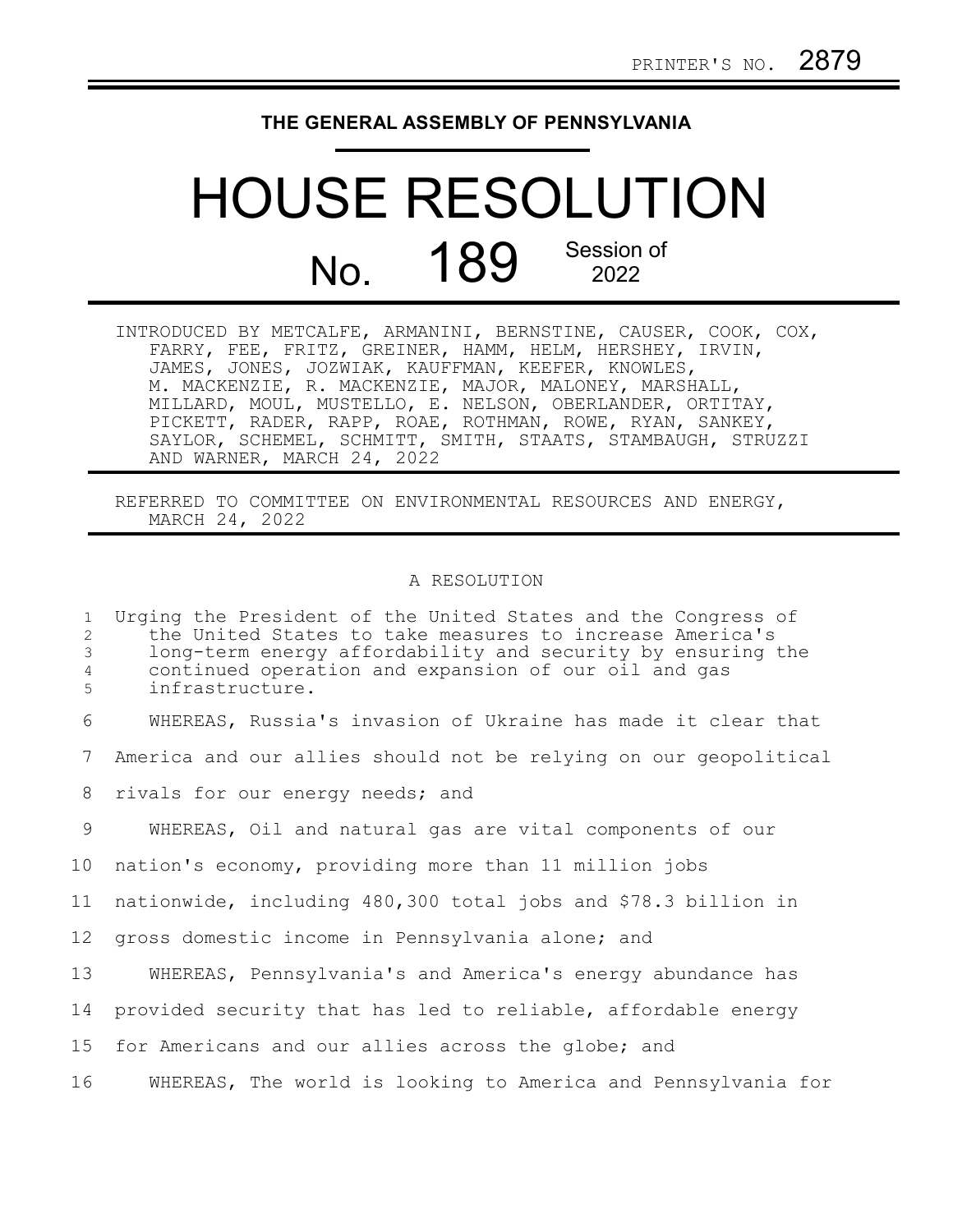PRINTER'S NO. 2879

# THE GENERAL ASSEMBLY OF PENNSYLVANIA

# HOUSE RESOLUTION

## No. 189 Session of 2022

INTRODUCED BY METCALFE, ARMANINI, BERNSTINE, CAUSER, COOK, COX, FARRY, FEE, FRITZ, GREINER, HAMM, HELM, HERSHEY, IRVIN, JAMES, JONES, JOZWIAK, KAUFFMAN, KEEFER, KNOWLES, M. MACKENZIE, R. MACKENZIE, MAJOR, MALONEY, MARSHALL, MILLARD, MOUL, MUSTELLO, E. NELSON, OBERLANDER, ORTITAY, PICKETT, RADER, RAPP, ROAE, ROTHMAN, ROWE, RYAN, SANKEY, SAYLOR, SCHEMEL, SCHMITT, SMITH, STAATS, STAMBAUGH, STRUZZI AND WARNER, MARCH 24, 2022

REFERRED TO COMMITTEE ON ENVIRONMENTAL RESOURCES AND ENERGY, MARCH 24, 2022

A RESOLUTION

Urging the President of the United States and the Congress of the United States to take measures to increase America's long-term energy affordability and security by ensuring the continued operation and expansion of our oil and gas infrastructure.

WHEREAS, Russia's invasion of Ukraine has made it clear that America and our allies should not be relying on our geopolitical rivals for our energy needs; and

WHEREAS, Oil and natural gas are vital components of our nation's economy, providing more than 11 million jobs nationwide, including 480,300 total jobs and $78.3 billion in gross domestic income in Pennsylvania alone; and

WHEREAS, Pennsylvania's and America's energy abundance has provided security that has led to reliable, affordable energy for Americans and our allies across the globe; and

WHEREAS, The world is looking to America and Pennsylvania for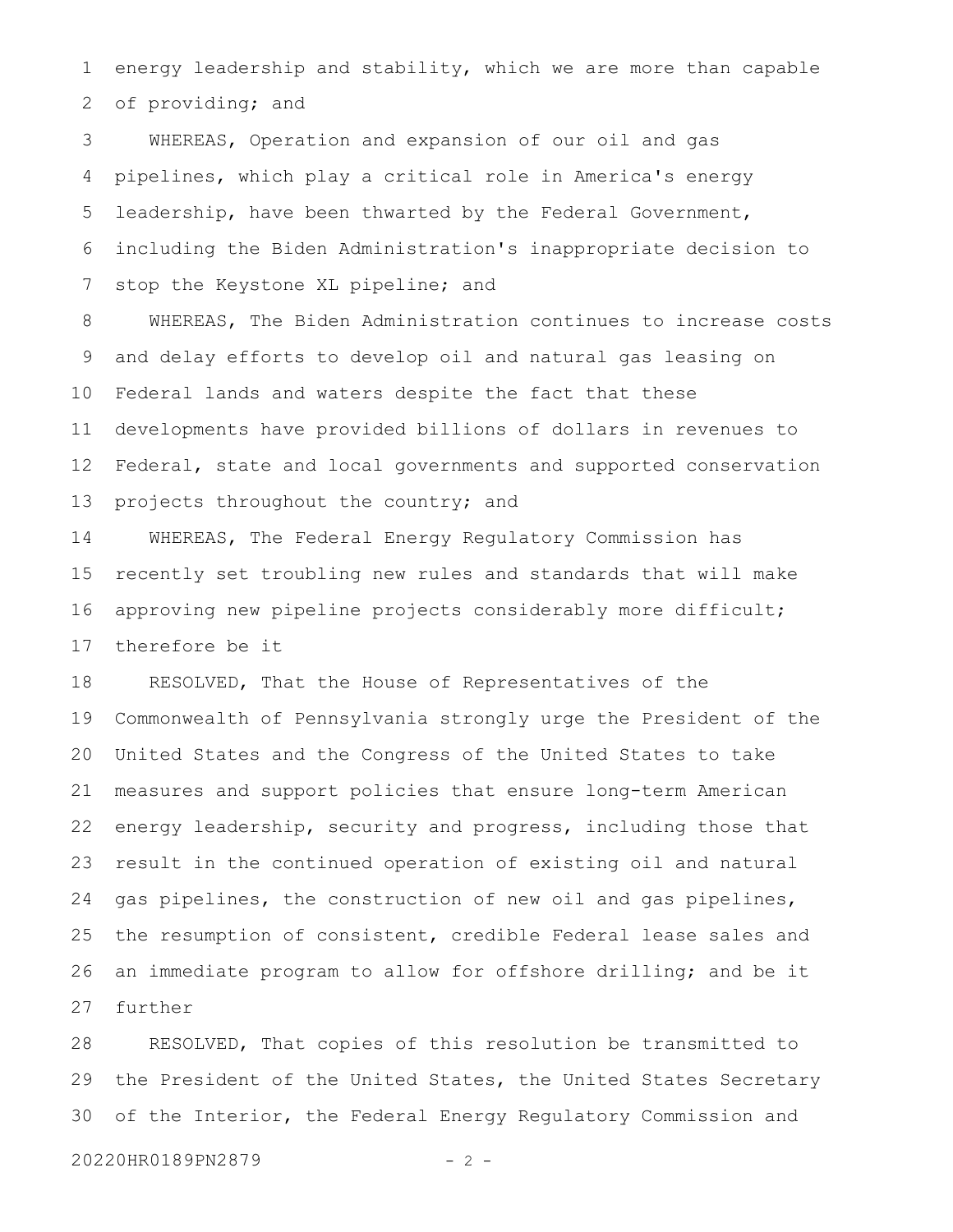energy leadership and stability, which we are more than capable of providing; and

WHEREAS, Operation and expansion of our oil and gas pipelines, which play a critical role in America's energy leadership, have been thwarted by the Federal Government, including the Biden Administration's inappropriate decision to stop the Keystone XL pipeline; and

WHEREAS, The Biden Administration continues to increase costs and delay efforts to develop oil and natural gas leasing on Federal lands and waters despite the fact that these developments have provided billions of dollars in revenues to Federal, state and local governments and supported conservation projects throughout the country; and

WHEREAS, The Federal Energy Regulatory Commission has recently set troubling new rules and standards that will make approving new pipeline projects considerably more difficult; therefore be it

RESOLVED, That the House of Representatives of the Commonwealth of Pennsylvania strongly urge the President of the United States and the Congress of the United States to take measures and support policies that ensure long-term American energy leadership, security and progress, including those that result in the continued operation of existing oil and natural gas pipelines, the construction of new oil and gas pipelines, the resumption of consistent, credible Federal lease sales and an immediate program to allow for offshore drilling; and be it further

RESOLVED, That copies of this resolution be transmitted to the President of the United States, the United States Secretary of the Interior, the Federal Energy Regulatory Commission and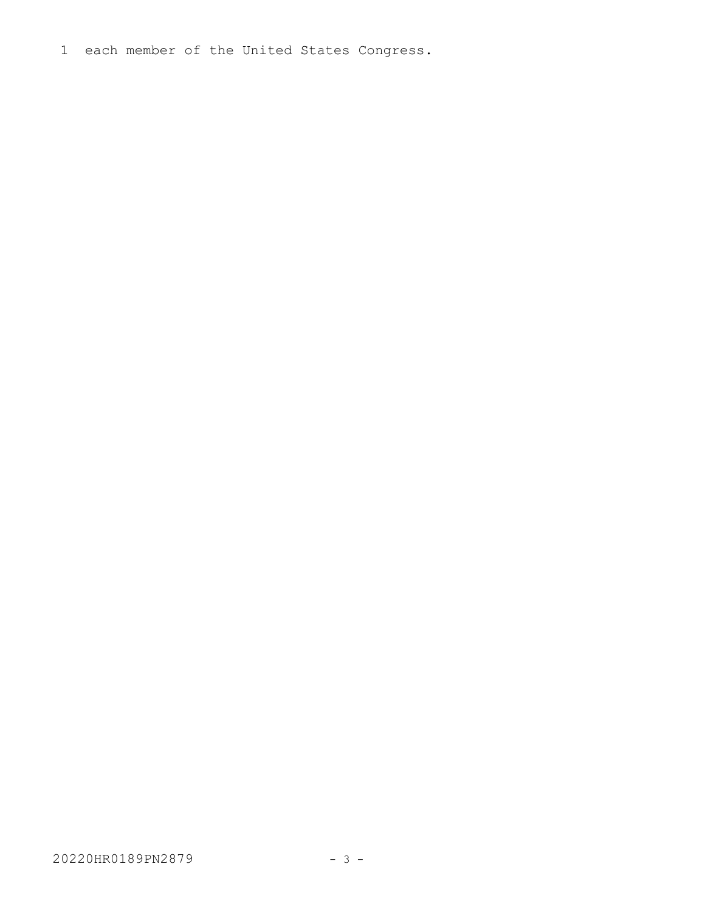each member of the United States Congress.